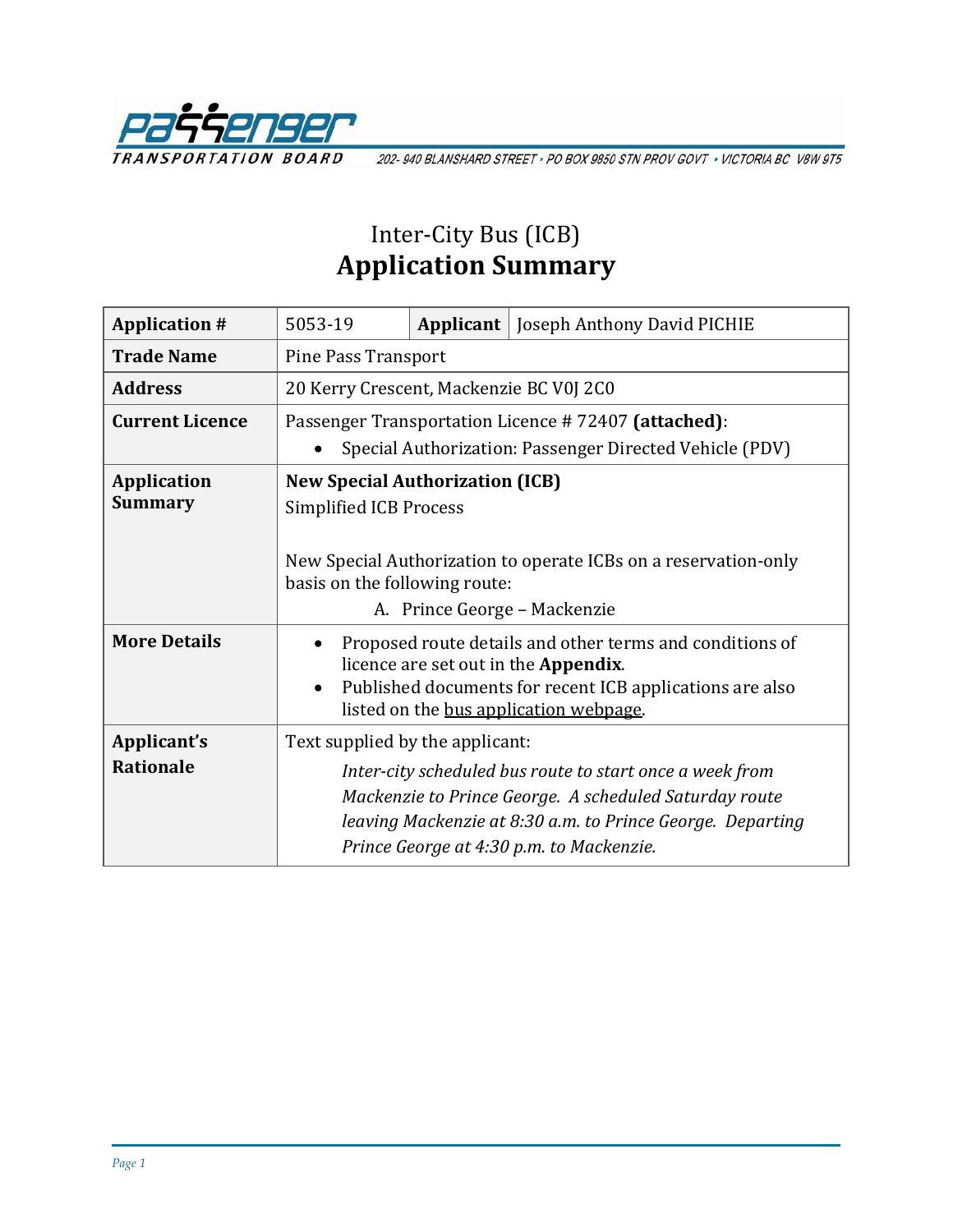PASSENGER TRANSPORTATION BOARD 202- 940 BLANSHARD STREET • PO BOX 9850 STN PROV GOVT • VICTORIA BC V8W 9T5

# Inter-City Bus (ICB)
# Application Summary

| **Application #** | 5053-19 | **Applicant** | Joseph Anthony David PICHIE |
|---|---|---|---|
| **Trade Name** | Pine Pass Transport | | |
| **Address** | 20 Kerry Crescent, Mackenzie BC V0J 2C0 | | |
| **Current Licence** | Passenger Transportation Licence # 72407 **(attached)**: • Special Authorization: Passenger Directed Vehicle (PDV) | | |
| **Application Summary** | **New Special Authorization (ICB)** Simplified ICB Process<br><br>New Special Authorization to operate ICBs on a reservation-only basis on the following route:<br>A. Prince George – Mackenzie | | |
| **More Details** | • Proposed route details and other terms and conditions of licence are set out in the **Appendix**.<br>• Published documents for recent ICB applications are also listed on the bus application webpage. | | |
| **Applicant's Rationale** | Text supplied by the applicant:<br>*Inter-city scheduled bus route to start once a week from Mackenzie to Prince George. A scheduled Saturday route leaving Mackenzie at 8:30 a.m. to Prince George. Departing Prince George at 4:30 p.m. to Mackenzie.* | | |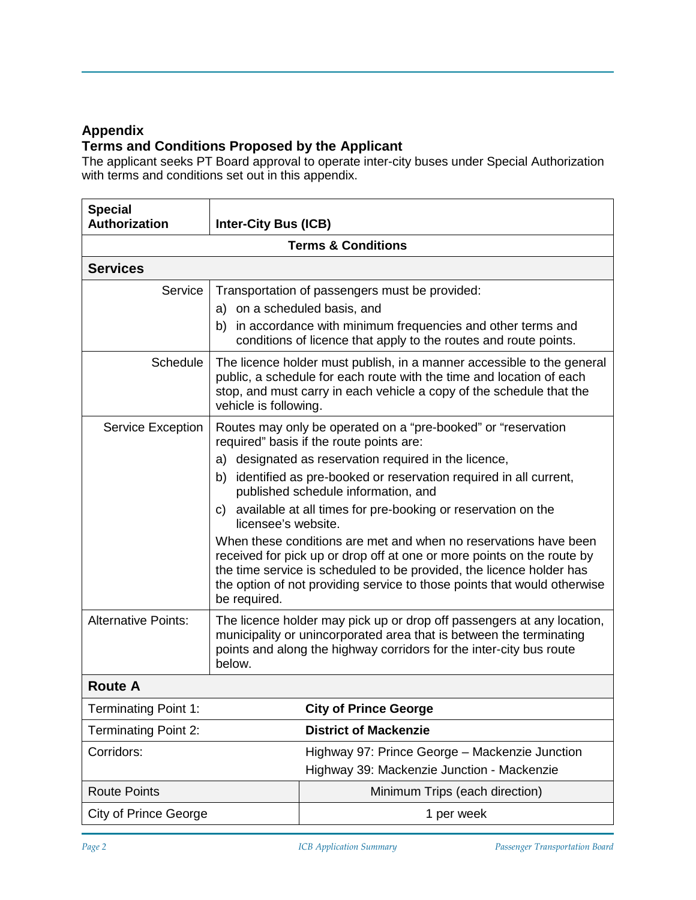## Appendix
## Terms and Conditions Proposed by the Applicant

The applicant seeks PT Board approval to operate inter-city buses under Special Authorization with terms and conditions set out in this appendix.

| **Special Authorization** | **Inter-City Bus (ICB)** |
|---|---|
| **Terms & Conditions** | |
| **Services** | |
| Service | Transportation of passengers must be provided:<br>a) on a scheduled basis, and<br>b) in accordance with minimum frequencies and other terms and conditions of licence that apply to the routes and route points. |
| Schedule | The licence holder must publish, in a manner accessible to the general public, a schedule for each route with the time and location of each stop, and must carry in each vehicle a copy of the schedule that the vehicle is following. |
| Service Exception | Routes may only be operated on a "pre-booked" or "reservation required" basis if the route points are:<br>a) designated as reservation required in the licence,<br>b) identified as pre-booked or reservation required in all current, published schedule information, and<br>c) available at all times for pre-booking or reservation on the licensee's website.<br>When these conditions are met and when no reservations have been received for pick up or drop off at one or more points on the route by the time service is scheduled to be provided, the licence holder has the option of not providing service to those points that would otherwise be required. |
| Alternative Points: | The licence holder may pick up or drop off passengers at any location, municipality or unincorporated area that is between the terminating points and along the highway corridors for the inter-city bus route below. |

| **Route A** | |
|---|---|
| Terminating Point 1: | **City of Prince George** |
| Terminating Point 2: | **District of Mackenzie** |
| Corridors: | Highway 97: Prince George – Mackenzie Junction<br>Highway 39: Mackenzie Junction - Mackenzie |
| Route Points | Minimum Trips (each direction) |
| City of Prince George | 1 per week |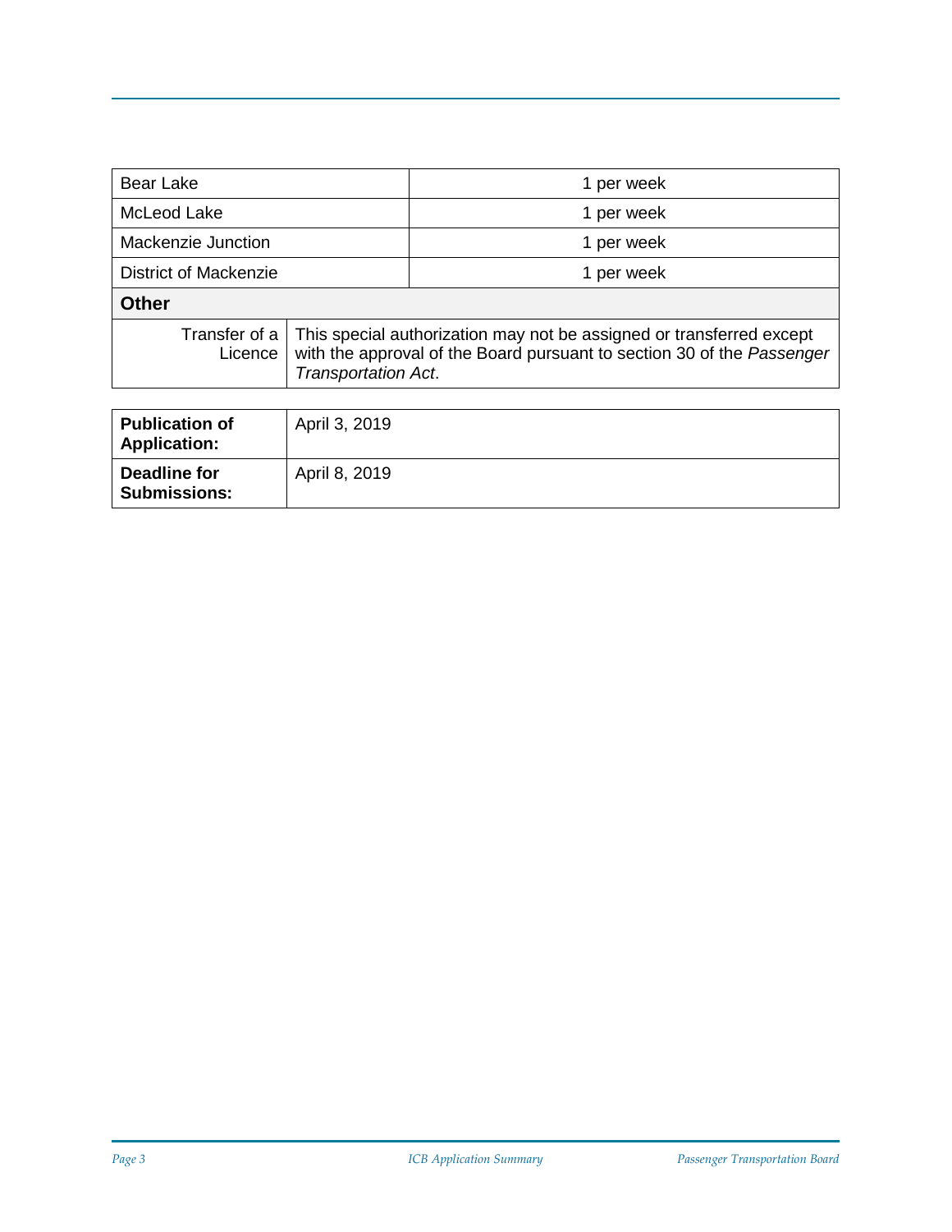| | |
|---|---|
| Bear Lake | 1 per week |
| McLeod Lake | 1 per week |
| Mackenzie Junction | 1 per week |
| District of Mackenzie | 1 per week |

**Other**

| | |
|---|---|
| Transfer of a Licence | This special authorization may not be assigned or transferred except with the approval of the Board pursuant to section 30 of the *Passenger Transportation Act*. |

| | |
|---|---|
| **Publication of Application:** | April 3, 2019 |
| **Deadline for Submissions:** | April 8, 2019 |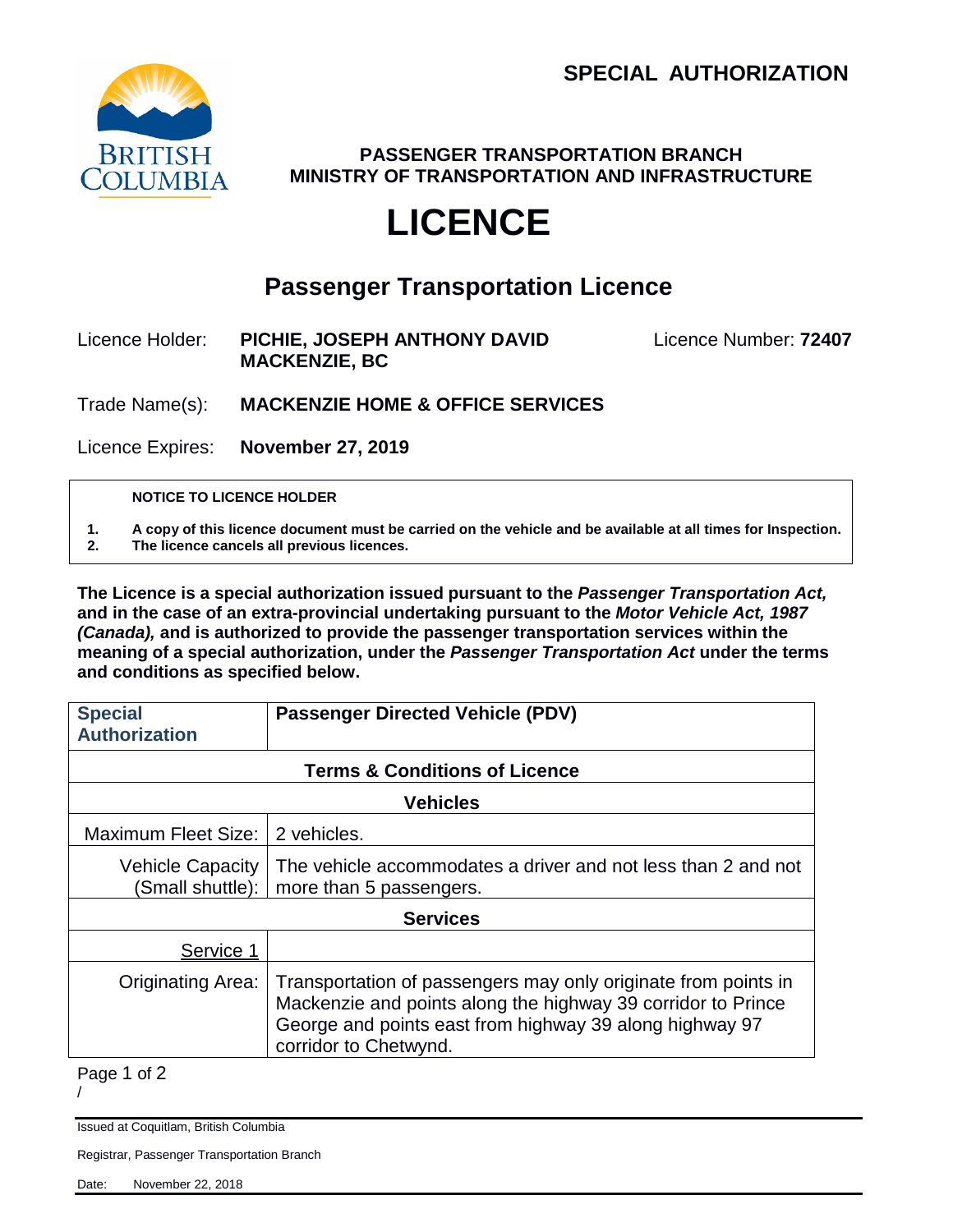**SPECIAL AUTHORIZATION**

**PASSENGER TRANSPORTATION BRANCH**
**MINISTRY OF TRANSPORTATION AND INFRASTRUCTURE**

# LICENCE

## Passenger Transportation Licence

Licence Holder: **PICHIE, JOSEPH ANTHONY DAVID**
**MACKENZIE, BC**

Licence Number: **72407**

Trade Name(s): **MACKENZIE HOME & OFFICE SERVICES**

Licence Expires: **November 27, 2019**

**NOTICE TO LICENCE HOLDER**

1. **A copy of this licence document must be carried on the vehicle and be available at all times for Inspection.**
2. **The licence cancels all previous licences.**

**The Licence is a special authorization issued pursuant to the *Passenger Transportation Act,* and in the case of an extra-provincial undertaking pursuant to the *Motor Vehicle Act, 1987 (Canada),* and is authorized to provide the passenger transportation services within the meaning of a special authorization, under the *Passenger Transportation Act* under the terms and conditions as specified below.**

| **Special Authorization** | **Passenger Directed Vehicle (PDV)** |
|---|---|
| **Terms & Conditions of Licence** | |
| **Vehicles** | |
| Maximum Fleet Size: | 2 vehicles. |
| Vehicle Capacity (Small shuttle): | The vehicle accommodates a driver and not less than 2 and not more than 5 passengers. |
| **Services** | |
| Service 1 | |
| Originating Area: | Transportation of passengers may only originate from points in Mackenzie and points along the highway 39 corridor to Prince George and points east from highway 39 along highway 97 corridor to Chetwynd. |

/

Issued at Coquitlam, British Columbia

Registrar, Passenger Transportation Branch

Date: November 22, 2018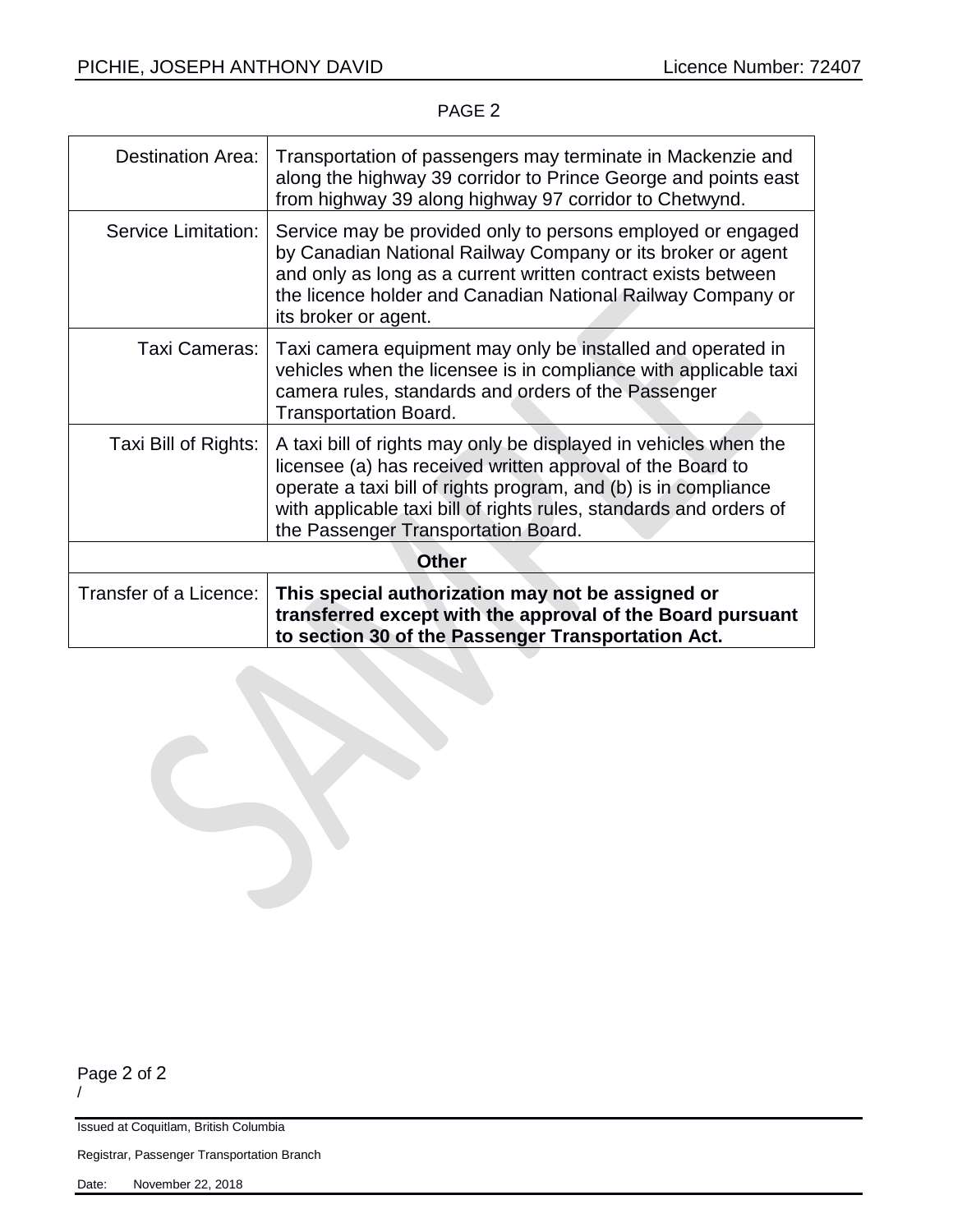PAGE 2

| | |
|---|---|
| Destination Area: | Transportation of passengers may terminate in Mackenzie and along the highway 39 corridor to Prince George and points east from highway 39 along highway 97 corridor to Chetwynd. |
| Service Limitation: | Service may be provided only to persons employed or engaged by Canadian National Railway Company or its broker or agent and only as long as a current written contract exists between the licence holder and Canadian National Railway Company or its broker or agent. |
| Taxi Cameras: | Taxi camera equipment may only be installed and operated in vehicles when the licensee is in compliance with applicable taxi camera rules, standards and orders of the Passenger Transportation Board. |
| Taxi Bill of Rights: | A taxi bill of rights may only be displayed in vehicles when the licensee (a) has received written approval of the Board to operate a taxi bill of rights program, and (b) is in compliance with applicable taxi bill of rights rules, standards and orders of the Passenger Transportation Board. |
| **Other** | |
| Transfer of a Licence: | **This special authorization may not be assigned or transferred except with the approval of the Board pursuant to section 30 of the Passenger Transportation Act.** |

SAMPLE

Issued at Coquitlam, British Columbia

Registrar, Passenger Transportation Branch

Date: November 22, 2018